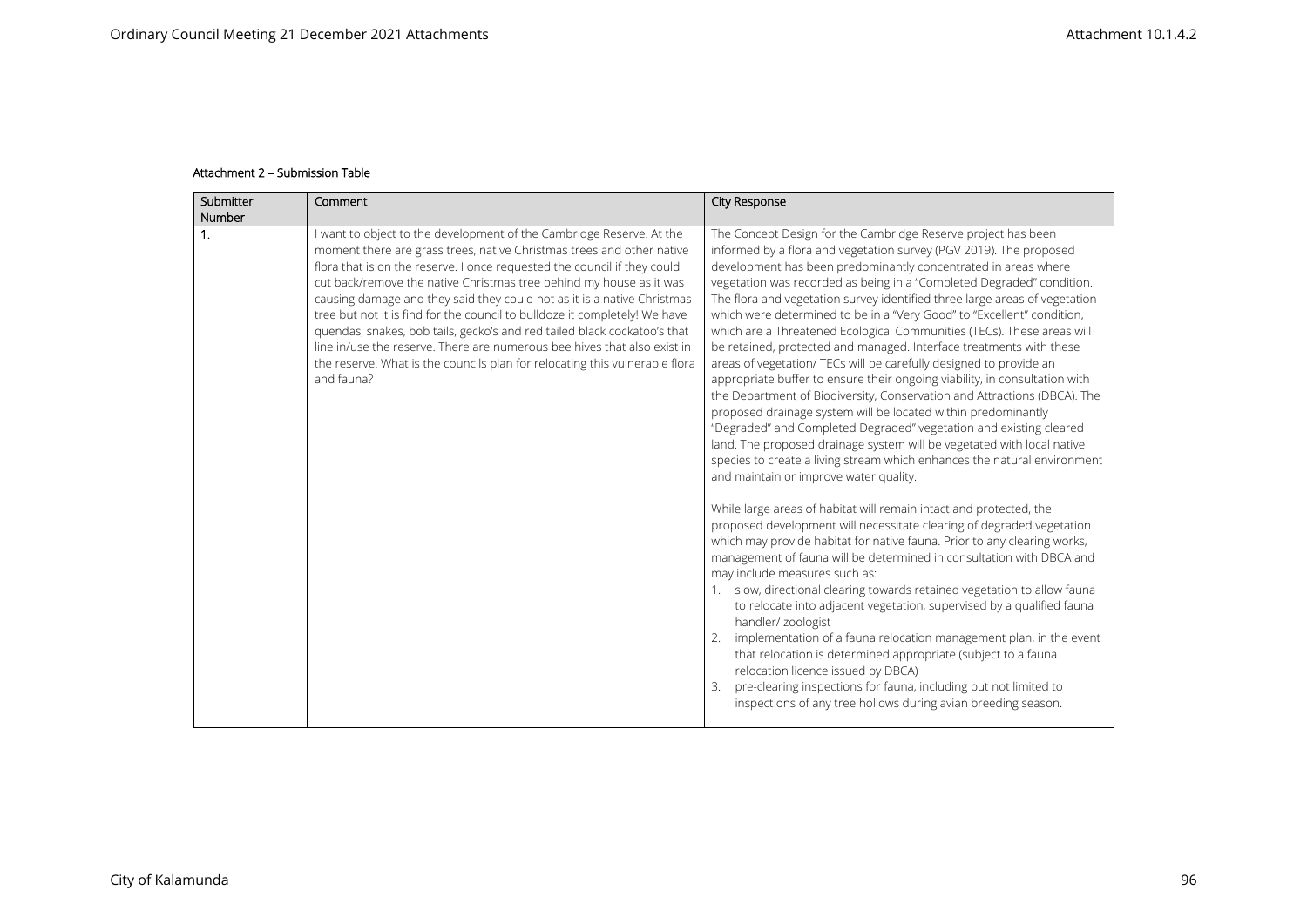Attachment 2 – Submission Table

| Submitter Number | Comment | City Response |
|---|---|---|
| 1. | I want to object to the development of the Cambridge Reserve. At the moment there are grass trees, native Christmas trees and other native flora that is on the reserve. I once requested the council if they could cut back/remove the native Christmas tree behind my house as it was causing damage and they said they could not as it is a native Christmas tree but not it is find for the council to bulldoze it completely! We have quendas, snakes, bob tails, gecko's and red tailed black cockatoo's that line in/use the reserve. There are numerous bee hives that also exist in the reserve. What is the councils plan for relocating this vulnerable flora and fauna? | The Concept Design for the Cambridge Reserve project has been informed by a flora and vegetation survey (PGV 2019). The proposed development has been predominantly concentrated in areas where vegetation was recorded as being in a "Completed Degraded" condition. The flora and vegetation survey identified three large areas of vegetation which were determined to be in a "Very Good" to "Excellent" condition, which are a Threatened Ecological Communities (TECs). These areas will be retained, protected and managed. Interface treatments with these areas of vegetation/ TECs will be carefully designed to provide an appropriate buffer to ensure their ongoing viability, in consultation with the Department of Biodiversity, Conservation and Attractions (DBCA). The proposed drainage system will be located within predominantly "Degraded" and Completed Degraded" vegetation and existing cleared land. The proposed drainage system will be vegetated with local native species to create a living stream which enhances the natural environment and maintain or improve water quality.<br><br>While large areas of habitat will remain intact and protected, the proposed development will necessitate clearing of degraded vegetation which may provide habitat for native fauna. Prior to any clearing works, management of fauna will be determined in consultation with DBCA and may include measures such as:<br>1. slow, directional clearing towards retained vegetation to allow fauna to relocate into adjacent vegetation, supervised by a qualified fauna handler/ zoologist<br>2. implementation of a fauna relocation management plan, in the event that relocation is determined appropriate (subject to a fauna relocation licence issued by DBCA)<br>3. pre-clearing inspections for fauna, including but not limited to inspections of any tree hollows during avian breeding season. |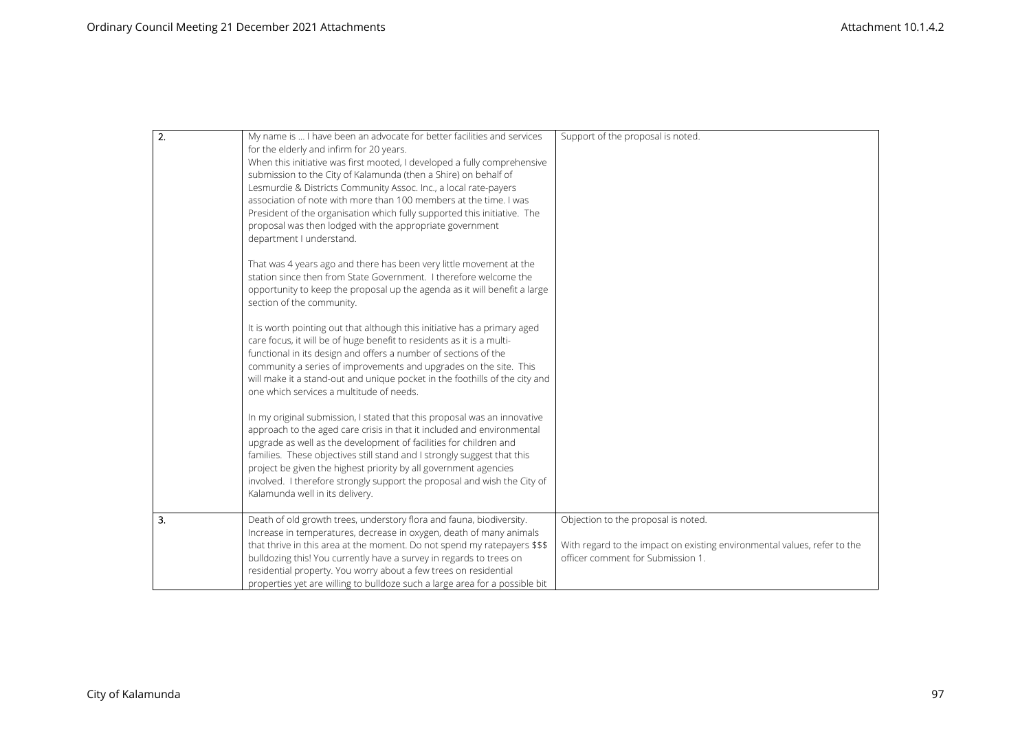| | | |
|---|---|---|
| 2. | My name is … I have been an advocate for better facilities and services for the elderly and infirm for 20 years.<br>When this initiative was first mooted, I developed a fully comprehensive submission to the City of Kalamunda (then a Shire) on behalf of Lesmurdie & Districts Community Assoc. Inc., a local rate-payers association of note with more than 100 members at the time. I was President of the organisation which fully supported this initiative. The proposal was then lodged with the appropriate government department I understand.<br><br>That was 4 years ago and there has been very little movement at the station since then from State Government. I therefore welcome the opportunity to keep the proposal up the agenda as it will benefit a large section of the community.<br><br>It is worth pointing out that although this initiative has a primary aged care focus, it will be of huge benefit to residents as it is a multi-functional in its design and offers a number of sections of the community a series of improvements and upgrades on the site. This will make it a stand-out and unique pocket in the foothills of the city and one which services a multitude of needs.<br><br>In my original submission, I stated that this proposal was an innovative approach to the aged care crisis in that it included and environmental upgrade as well as the development of facilities for children and families. These objectives still stand and I strongly suggest that this project be given the highest priority by all government agencies involved. I therefore strongly support the proposal and wish the City of Kalamunda well in its delivery. | Support of the proposal is noted. |
| 3. | Death of old growth trees, understory flora and fauna, biodiversity. Increase in temperatures, decrease in oxygen, death of many animals that thrive in this area at the moment. Do not spend my ratepayers $$$ bulldozing this! You currently have a survey in regards to trees on residential property. You worry about a few trees on residential properties yet are willing to bulldoze such a large area for a possible bit | Objection to the proposal is noted.<br><br>With regard to the impact on existing environmental values, refer to the officer comment for Submission 1. |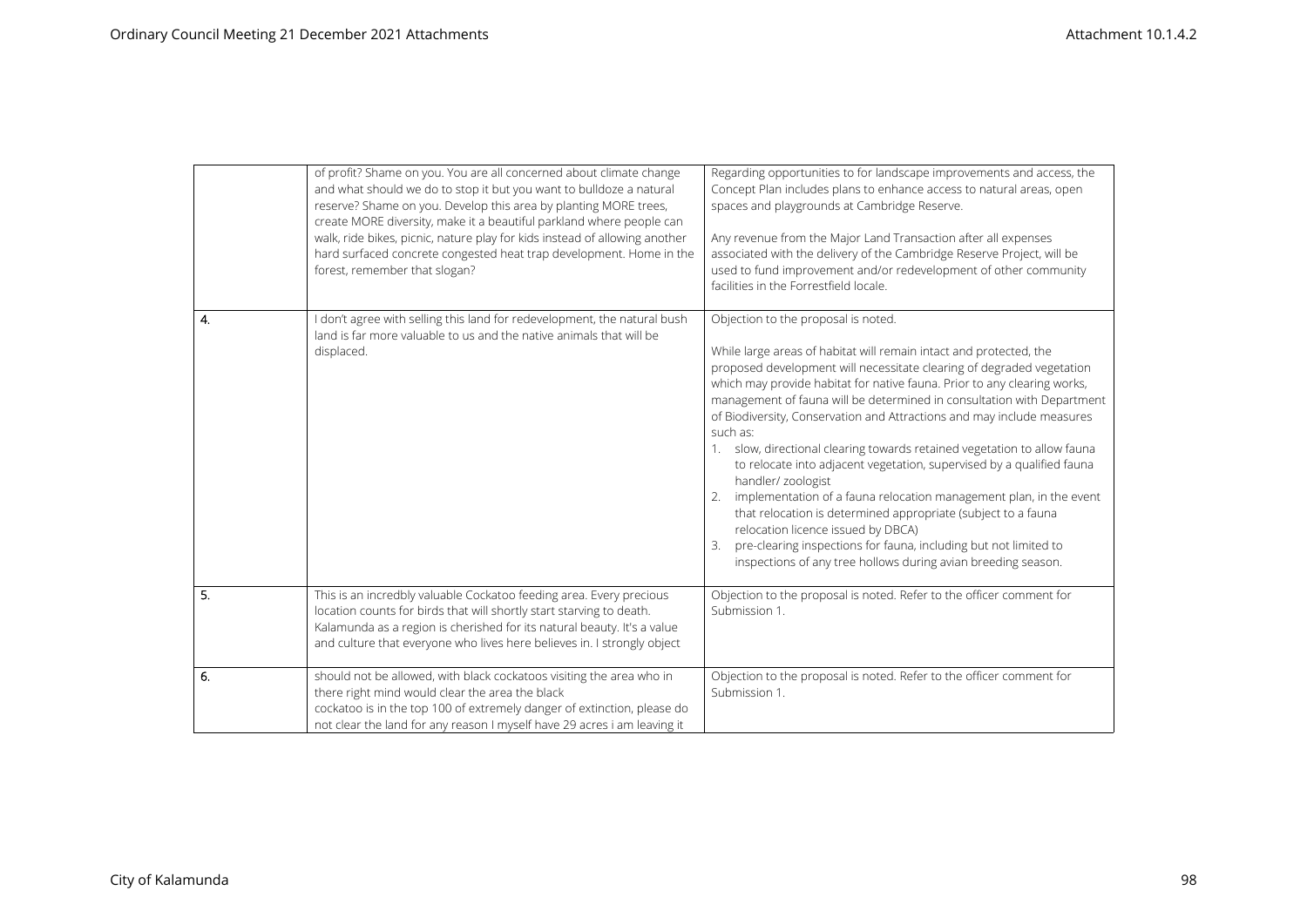|  | of profit? Shame on you. You are all concerned about climate change and what should we do to stop it but you want to bulldoze a natural reserve? Shame on you. Develop this area by planting MORE trees, create MORE diversity, make it a beautiful parkland where people can walk, ride bikes, picnic, nature play for kids instead of allowing another hard surfaced concrete congested heat trap development. Home in the forest, remember that slogan? | Regarding opportunities to for landscape improvements and access, the Concept Plan includes plans to enhance access to natural areas, open spaces and playgrounds at Cambridge Reserve.<br><br>Any revenue from the Major Land Transaction after all expenses associated with the delivery of the Cambridge Reserve Project, will be used to fund improvement and/or redevelopment of other community facilities in the Forrestfield locale. |
|---|---|---|
| 4. | I don't agree with selling this land for redevelopment, the natural bush land is far more valuable to us and the native animals that will be displaced. | Objection to the proposal is noted.<br><br>While large areas of habitat will remain intact and protected, the proposed development will necessitate clearing of degraded vegetation which may provide habitat for native fauna. Prior to any clearing works, management of fauna will be determined in consultation with Department of Biodiversity, Conservation and Attractions and may include measures such as:<br>1. slow, directional clearing towards retained vegetation to allow fauna to relocate into adjacent vegetation, supervised by a qualified fauna handler/ zoologist<br>2. implementation of a fauna relocation management plan, in the event that relocation is determined appropriate (subject to a fauna relocation licence issued by DBCA)<br>3. pre-clearing inspections for fauna, including but not limited to inspections of any tree hollows during avian breeding season. |
| 5. | This is an incredbly valuable Cockatoo feeding area. Every precious location counts for birds that will shortly start starving to death. Kalamunda as a region is cherished for its natural beauty. It's a value and culture that everyone who lives here believes in. I strongly object | Objection to the proposal is noted. Refer to the officer comment for Submission 1. |
| 6. | should not be allowed, with black cockatoos visiting the area who in there right mind would clear the area the black cockatoo is in the top 100 of extremely danger of extinction, please do not clear the land for any reason I myself have 29 acres i am leaving it | Objection to the proposal is noted. Refer to the officer comment for Submission 1. |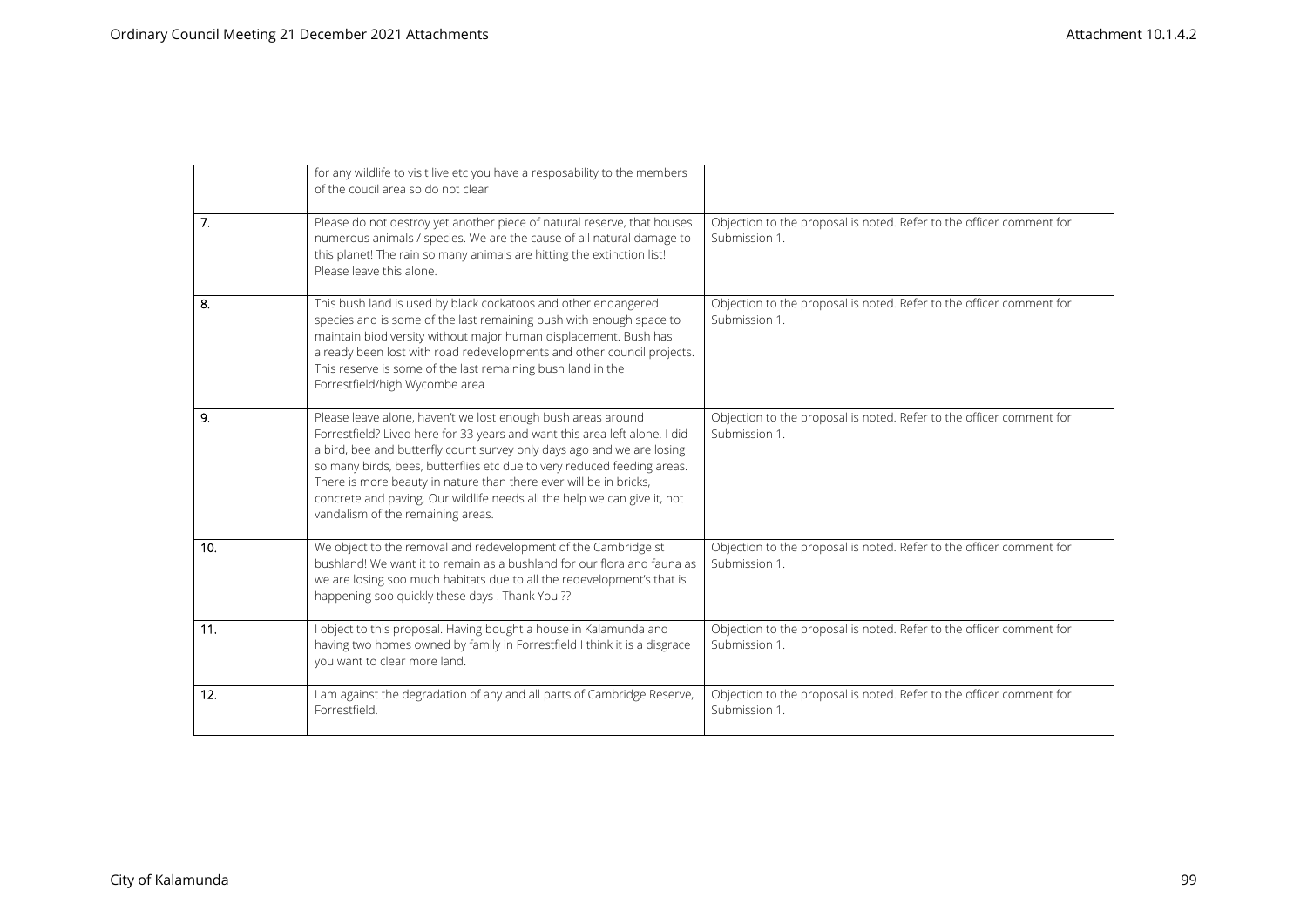|  |  |  |
|---|---|---|
|  | for any wildlife to visit live etc you have a resposability to the members of the coucil area so do not clear |  |
| 7. | Please do not destroy yet another piece of natural reserve, that houses numerous animals / species. We are the cause of all natural damage to this planet! The rain so many animals are hitting the extinction list! Please leave this alone. | Objection to the proposal is noted. Refer to the officer comment for Submission 1. |
| 8. | This bush land is used by black cockatoos and other endangered species and is some of the last remaining bush with enough space to maintain biodiversity without major human displacement. Bush has already been lost with road redevelopments and other council projects. This reserve is some of the last remaining bush land in the Forrestfield/high Wycombe area | Objection to the proposal is noted. Refer to the officer comment for Submission 1. |
| 9. | Please leave alone, haven't we lost enough bush areas around Forrestfield? Lived here for 33 years and want this area left alone. I did a bird, bee and butterfly count survey only days ago and we are losing so many birds, bees, butterflies etc due to very reduced feeding areas. There is more beauty in nature than there ever will be in bricks, concrete and paving. Our wildlife needs all the help we can give it, not vandalism of the remaining areas. | Objection to the proposal is noted. Refer to the officer comment for Submission 1. |
| 10. | We object to the removal and redevelopment of the Cambridge st bushland! We want it to remain as a bushland for our flora and fauna as we are losing soo much habitats due to all the redevelopment's that is happening soo quickly these days ! Thank You ?? | Objection to the proposal is noted. Refer to the officer comment for Submission 1. |
| 11. | I object to this proposal. Having bought a house in Kalamunda and having two homes owned by family in Forrestfield I think it is a disgrace you want to clear more land. | Objection to the proposal is noted. Refer to the officer comment for Submission 1. |
| 12. | I am against the degradation of any and all parts of Cambridge Reserve, Forrestfield. | Objection to the proposal is noted. Refer to the officer comment for Submission 1. |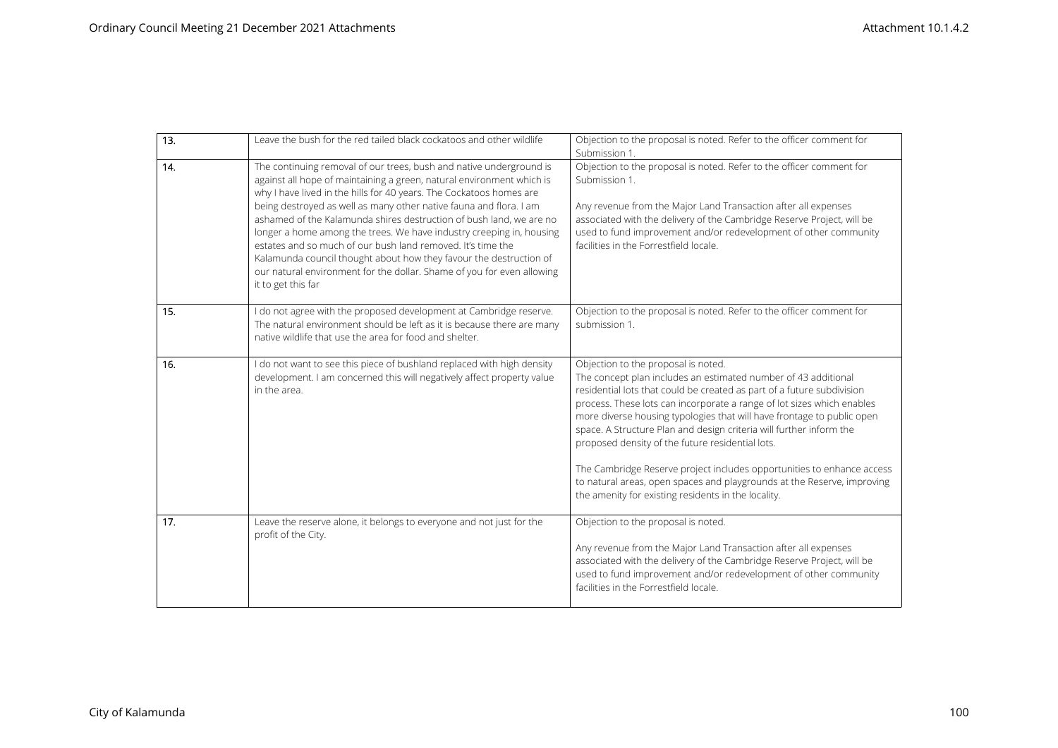| 13. | Leave the bush for the red tailed black cockatoos and other wildlife | Objection to the proposal is noted. Refer to the officer comment for Submission 1. |
|---|---|---|
| 14. | The continuing removal of our trees, bush and native underground is against all hope of maintaining a green, natural environment which is why I have lived in the hills for 40 years. The Cockatoos homes are being destroyed as well as many other native fauna and flora. I am ashamed of the Kalamunda shires destruction of bush land, we are no longer a home among the trees. We have industry creeping in, housing estates and so much of our bush land removed. It's time the Kalamunda council thought about how they favour the destruction of our natural environment for the dollar. Shame of you for even allowing it to get this far | Objection to the proposal is noted. Refer to the officer comment for Submission 1.<br><br>Any revenue from the Major Land Transaction after all expenses associated with the delivery of the Cambridge Reserve Project, will be used to fund improvement and/or redevelopment of other community facilities in the Forrestfield locale. |
| 15. | I do not agree with the proposed development at Cambridge reserve. The natural environment should be left as it is because there are many native wildlife that use the area for food and shelter. | Objection to the proposal is noted. Refer to the officer comment for submission 1. |
| 16. | I do not want to see this piece of bushland replaced with high density development. I am concerned this will negatively affect property value in the area. | Objection to the proposal is noted.<br>The concept plan includes an estimated number of 43 additional residential lots that could be created as part of a future subdivision process. These lots can incorporate a range of lot sizes which enables more diverse housing typologies that will have frontage to public open space. A Structure Plan and design criteria will further inform the proposed density of the future residential lots.<br><br>The Cambridge Reserve project includes opportunities to enhance access to natural areas, open spaces and playgrounds at the Reserve, improving the amenity for existing residents in the locality. |
| 17. | Leave the reserve alone, it belongs to everyone and not just for the profit of the City. | Objection to the proposal is noted.<br><br>Any revenue from the Major Land Transaction after all expenses associated with the delivery of the Cambridge Reserve Project, will be used to fund improvement and/or redevelopment of other community facilities in the Forrestfield locale. |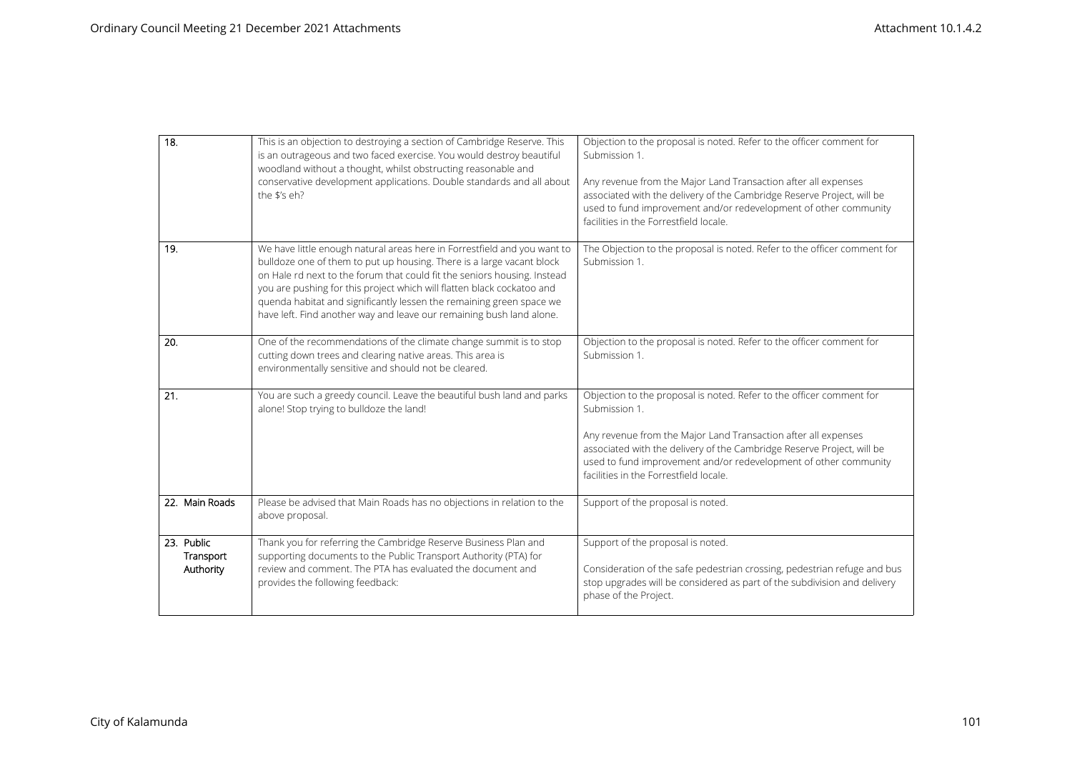| | | |
|---|---|---|
| 18. | This is an objection to destroying a section of Cambridge Reserve. This is an outrageous and two faced exercise. You would destroy beautiful woodland without a thought, whilst obstructing reasonable and conservative development applications. Double standards and all about the $'s eh? | Objection to the proposal is noted. Refer to the officer comment for Submission 1.<br><br>Any revenue from the Major Land Transaction after all expenses associated with the delivery of the Cambridge Reserve Project, will be used to fund improvement and/or redevelopment of other community facilities in the Forrestfield locale. |
| 19. | We have little enough natural areas here in Forrestfield and you want to bulldoze one of them to put up housing. There is a large vacant block on Hale rd next to the forum that could fit the seniors housing. Instead you are pushing for this project which will flatten black cockatoo and quenda habitat and significantly lessen the remaining green space we have left. Find another way and leave our remaining bush land alone. | The Objection to the proposal is noted. Refer to the officer comment for Submission 1. |
| 20. | One of the recommendations of the climate change summit is to stop cutting down trees and clearing native areas. This area is environmentally sensitive and should not be cleared. | Objection to the proposal is noted. Refer to the officer comment for Submission 1. |
| 21. | You are such a greedy council. Leave the beautiful bush land and parks alone! Stop trying to bulldoze the land! | Objection to the proposal is noted. Refer to the officer comment for Submission 1.<br><br>Any revenue from the Major Land Transaction after all expenses associated with the delivery of the Cambridge Reserve Project, will be used to fund improvement and/or redevelopment of other community facilities in the Forrestfield locale. |
| 22. Main Roads | Please be advised that Main Roads has no objections in relation to the above proposal. | Support of the proposal is noted. |
| 23. Public Transport Authority | Thank you for referring the Cambridge Reserve Business Plan and supporting documents to the Public Transport Authority (PTA) for review and comment. The PTA has evaluated the document and provides the following feedback: | Support of the proposal is noted.<br><br>Consideration of the safe pedestrian crossing, pedestrian refuge and bus stop upgrades will be considered as part of the subdivision and delivery phase of the Project. |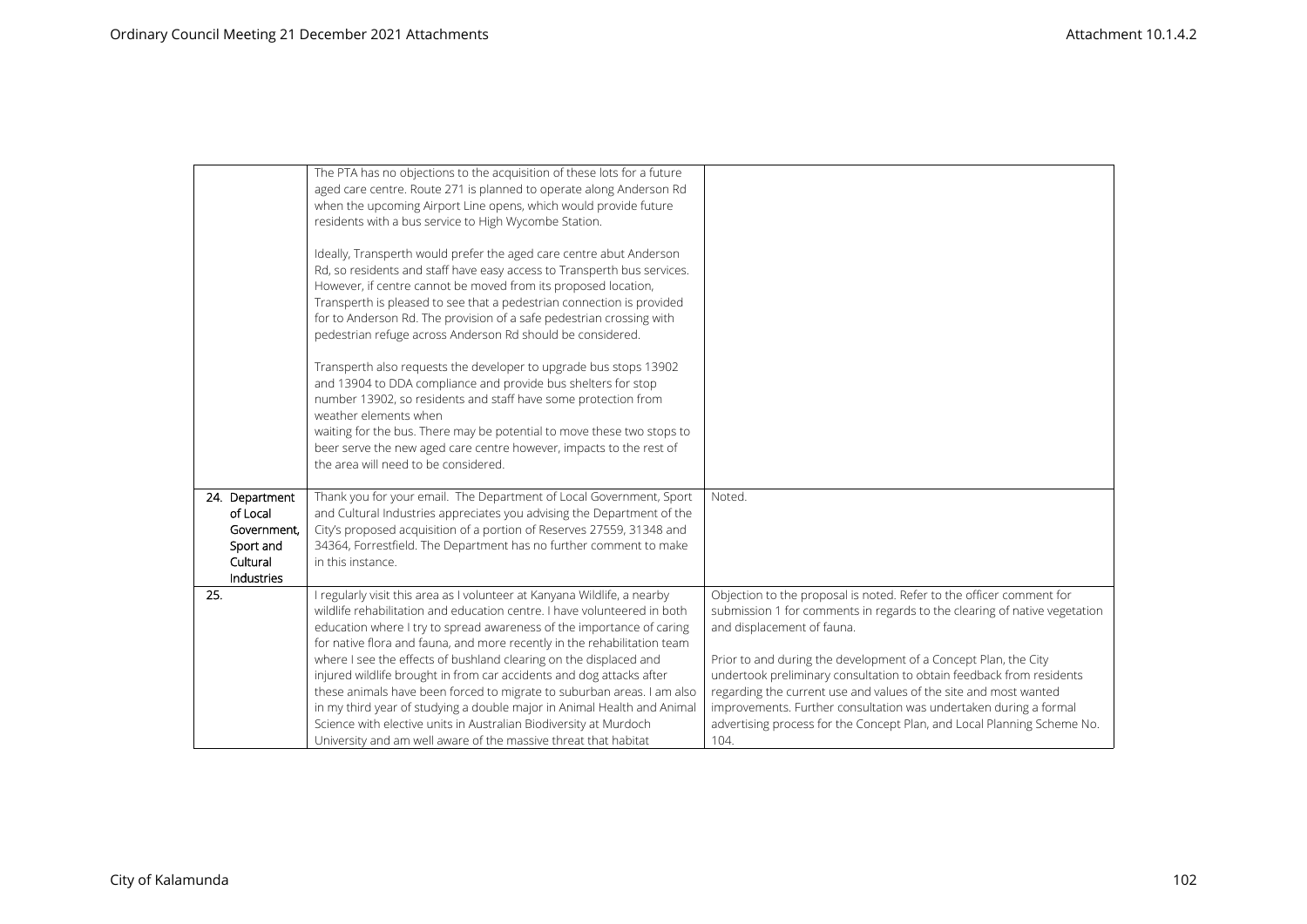| | | |
|---|---|---|
| | The PTA has no objections to the acquisition of these lots for a future aged care centre. Route 271 is planned to operate along Anderson Rd when the upcoming Airport Line opens, which would provide future residents with a bus service to High Wycombe Station.<br><br>Ideally, Transperth would prefer the aged care centre abut Anderson Rd, so residents and staff have easy access to Transperth bus services. However, if centre cannot be moved from its proposed location, Transperth is pleased to see that a pedestrian connection is provided for to Anderson Rd. The provision of a safe pedestrian crossing with pedestrian refuge across Anderson Rd should be considered.<br><br>Transperth also requests the developer to upgrade bus stops 13902 and 13904 to DDA compliance and provide bus shelters for stop number 13902, so residents and staff have some protection from weather elements when<br>waiting for the bus. There may be potential to move these two stops to beer serve the new aged care centre however, impacts to the rest of the area will need to be considered. | |
| 24. Department of Local Government, Sport and Cultural Industries | Thank you for your email. The Department of Local Government, Sport and Cultural Industries appreciates you advising the Department of the City's proposed acquisition of a portion of Reserves 27559, 31348 and 34364, Forrestfield. The Department has no further comment to make in this instance. | Noted. |
| 25. | I regularly visit this area as I volunteer at Kanyana Wildlife, a nearby wildlife rehabilitation and education centre. I have volunteered in both education where I try to spread awareness of the importance of caring for native flora and fauna, and more recently in the rehabilitation team where I see the effects of bushland clearing on the displaced and injured wildlife brought in from car accidents and dog attacks after these animals have been forced to migrate to suburban areas. I am also in my third year of studying a double major in Animal Health and Animal Science with elective units in Australian Biodiversity at Murdoch University and am well aware of the massive threat that habitat | Objection to the proposal is noted. Refer to the officer comment for submission 1 for comments in regards to the clearing of native vegetation and displacement of fauna.<br><br>Prior to and during the development of a Concept Plan, the City undertook preliminary consultation to obtain feedback from residents regarding the current use and values of the site and most wanted improvements. Further consultation was undertaken during a formal advertising process for the Concept Plan, and Local Planning Scheme No. 104. |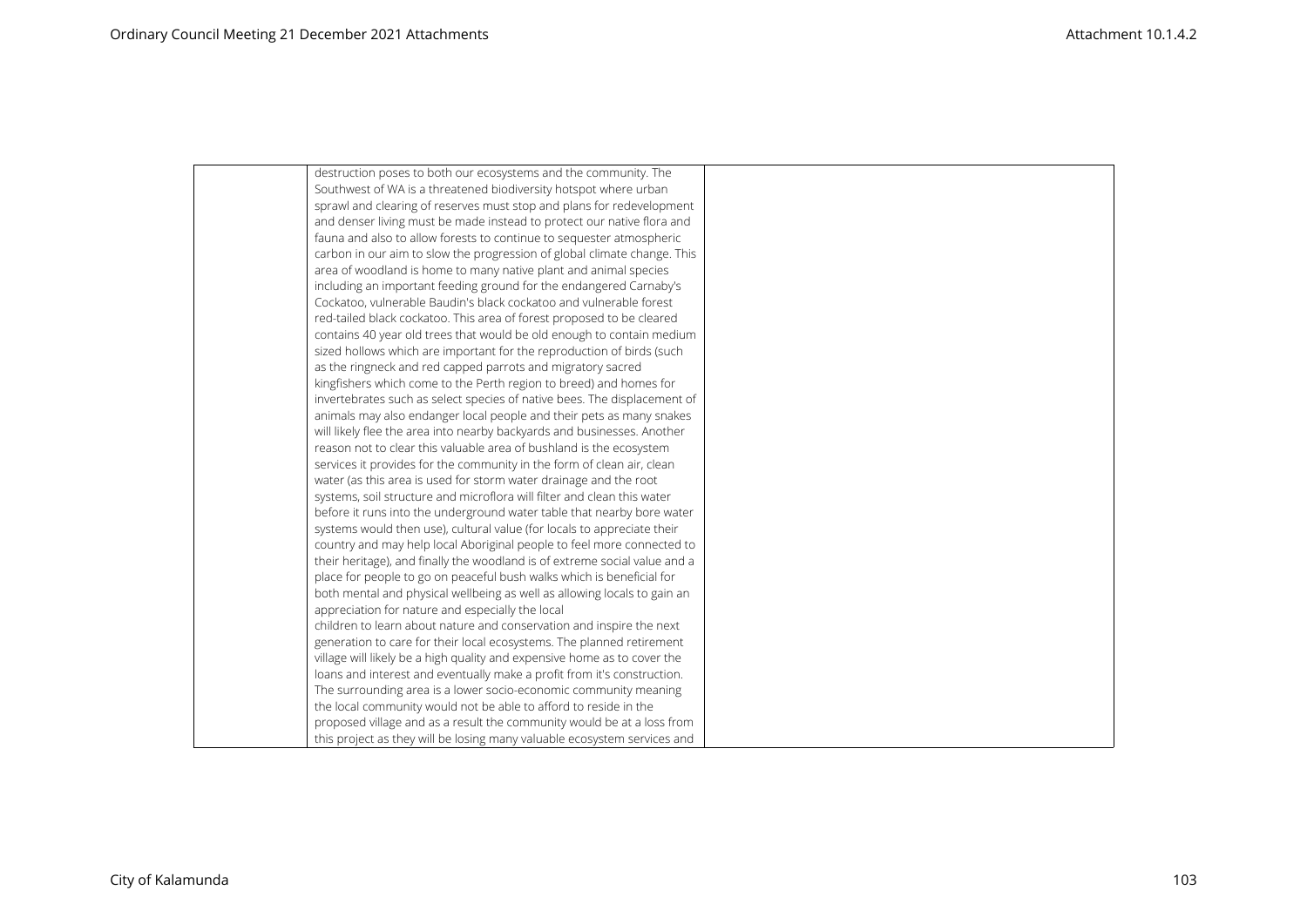|  | destruction poses to both our ecosystems and the community. The Southwest of WA is a threatened biodiversity hotspot where urban sprawl and clearing of reserves must stop and plans for redevelopment and denser living must be made instead to protect our native flora and fauna and also to allow forests to continue to sequester atmospheric carbon in our aim to slow the progression of global climate change. This area of woodland is home to many native plant and animal species including an important feeding ground for the endangered Carnaby's Cockatoo, vulnerable Baudin's black cockatoo and vulnerable forest red-tailed black cockatoo. This area of forest proposed to be cleared contains 40 year old trees that would be old enough to contain medium sized hollows which are important for the reproduction of birds (such as the ringneck and red capped parrots and migratory sacred kingfishers which come to the Perth region to breed) and homes for invertebrates such as select species of native bees. The displacement of animals may also endanger local people and their pets as many snakes will likely flee the area into nearby backyards and businesses. Another reason not to clear this valuable area of bushland is the ecosystem services it provides for the community in the form of clean air, clean water (as this area is used for storm water drainage and the root systems, soil structure and microflora will filter and clean this water before it runs into the underground water table that nearby bore water systems would then use), cultural value (for locals to appreciate their country and may help local Aboriginal people to feel more connected to their heritage), and finally the woodland is of extreme social value and a place for people to go on peaceful bush walks which is beneficial for both mental and physical wellbeing as well as allowing locals to gain an appreciation for nature and especially the local children to learn about nature and conservation and inspire the next generation to care for their local ecosystems. The planned retirement village will likely be a high quality and expensive home as to cover the loans and interest and eventually make a profit from it's construction. The surrounding area is a lower socio-economic community meaning the local community would not be able to afford to reside in the proposed village and as a result the community would be at a loss from this project as they will be losing many valuable ecosystem services and |  |
|---|---|---|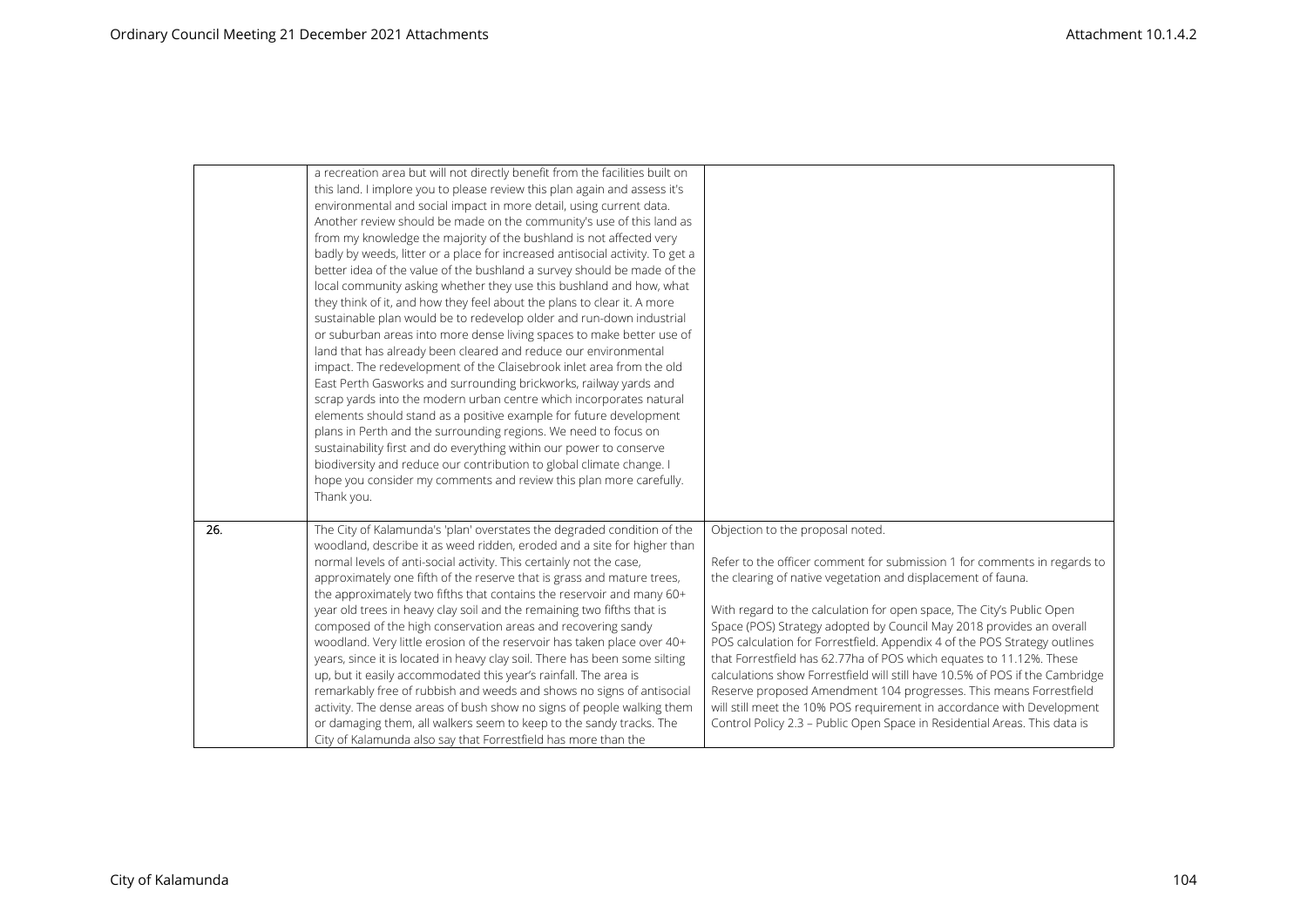| | | |
|---|---|---|
| | a recreation area but will not directly benefit from the facilities built on this land. I implore you to please review this plan again and assess it's environmental and social impact in more detail, using current data. Another review should be made on the community's use of this land as from my knowledge the majority of the bushland is not affected very badly by weeds, litter or a place for increased antisocial activity. To get a better idea of the value of the bushland a survey should be made of the local community asking whether they use this bushland and how, what they think of it, and how they feel about the plans to clear it. A more sustainable plan would be to redevelop older and run-down industrial or suburban areas into more dense living spaces to make better use of land that has already been cleared and reduce our environmental impact. The redevelopment of the Claisebrook inlet area from the old East Perth Gasworks and surrounding brickworks, railway yards and scrap yards into the modern urban centre which incorporates natural elements should stand as a positive example for future development plans in Perth and the surrounding regions. We need to focus on sustainability first and do everything within our power to conserve biodiversity and reduce our contribution to global climate change. I hope you consider my comments and review this plan more carefully. Thank you. | |
| 26. | The City of Kalamunda's 'plan' overstates the degraded condition of the woodland, describe it as weed ridden, eroded and a site for higher than normal levels of anti-social activity. This certainly not the case, approximately one fifth of the reserve that is grass and mature trees, the approximately two fifths that contains the reservoir and many 60+ year old trees in heavy clay soil and the remaining two fifths that is composed of the high conservation areas and recovering sandy woodland. Very little erosion of the reservoir has taken place over 40+ years, since it is located in heavy clay soil. There has been some silting up, but it easily accommodated this year's rainfall. The area is remarkably free of rubbish and weeds and shows no signs of antisocial activity. The dense areas of bush show no signs of people walking them or damaging them, all walkers seem to keep to the sandy tracks. The City of Kalamunda also say that Forrestfield has more than the | Objection to the proposal noted.<br><br>Refer to the officer comment for submission 1 for comments in regards to the clearing of native vegetation and displacement of fauna.<br><br>With regard to the calculation for open space, The City's Public Open Space (POS) Strategy adopted by Council May 2018 provides an overall POS calculation for Forrestfield. Appendix 4 of the POS Strategy outlines that Forrestfield has 62.77ha of POS which equates to 11.12%. These calculations show Forrestfield will still have 10.5% of POS if the Cambridge Reserve proposed Amendment 104 progresses. This means Forrestfield will still meet the 10% POS requirement in accordance with Development Control Policy 2.3 – Public Open Space in Residential Areas. This data is |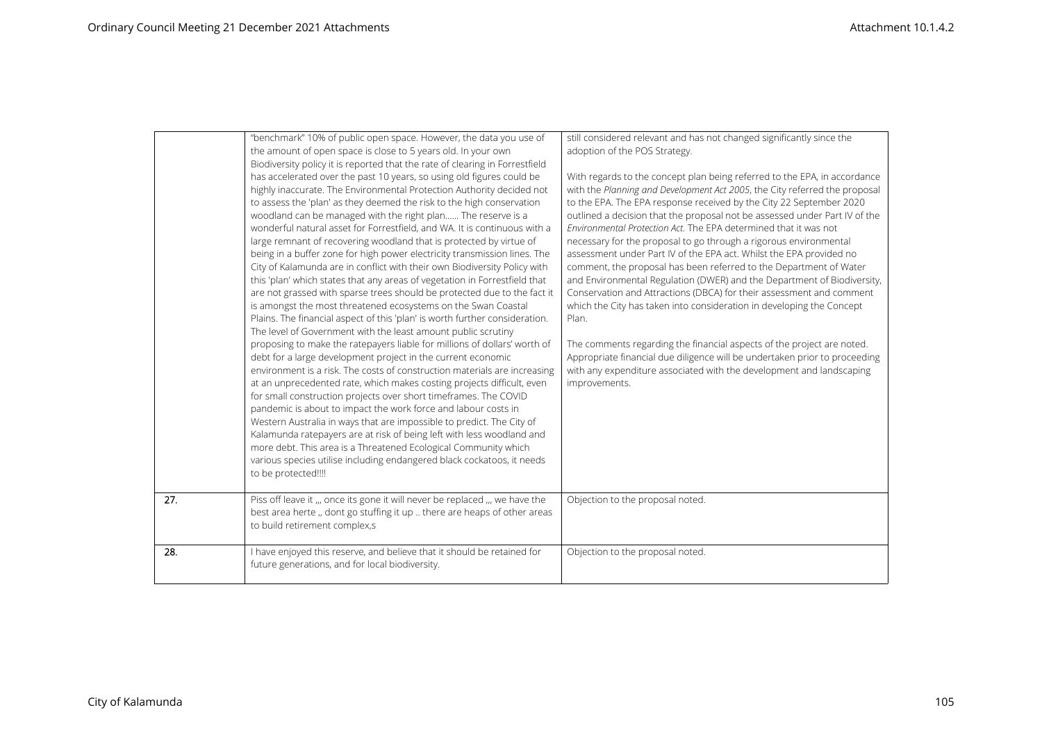| | | |
|---|---|---|
| | "benchmark" 10% of public open space. However, the data you use of the amount of open space is close to 5 years old. In your own Biodiversity policy it is reported that the rate of clearing in Forrestfield has accelerated over the past 10 years, so using old figures could be highly inaccurate. The Environmental Protection Authority decided not to assess the 'plan' as they deemed the risk to the high conservation woodland can be managed with the right plan...... The reserve is a wonderful natural asset for Forrestfield, and WA. It is continuous with a large remnant of recovering woodland that is protected by virtue of being in a buffer zone for high power electricity transmission lines. The City of Kalamunda are in conflict with their own Biodiversity Policy with this 'plan' which states that any areas of vegetation in Forrestfield that are not grassed with sparse trees should be protected due to the fact it is amongst the most threatened ecosystems on the Swan Coastal Plains. The financial aspect of this 'plan' is worth further consideration. The level of Government with the least amount public scrutiny proposing to make the ratepayers liable for millions of dollars' worth of debt for a large development project in the current economic environment is a risk. The costs of construction materials are increasing at an unprecedented rate, which makes costing projects difficult, even for small construction projects over short timeframes. The COVID pandemic is about to impact the work force and labour costs in Western Australia in ways that are impossible to predict. The City of Kalamunda ratepayers are at risk of being left with less woodland and more debt. This area is a Threatened Ecological Community which various species utilise including endangered black cockatoos, it needs to be protected!!!! | still considered relevant and has not changed significantly since the adoption of the POS Strategy.<br><br>With regards to the concept plan being referred to the EPA, in accordance with the *Planning and Development Act 2005*, the City referred the proposal to the EPA. The EPA response received by the City 22 September 2020 outlined a decision that the proposal not be assessed under Part IV of the *Environmental Protection Act*. The EPA determined that it was not necessary for the proposal to go through a rigorous environmental assessment under Part IV of the EPA act. Whilst the EPA provided no comment, the proposal has been referred to the Department of Water and Environmental Regulation (DWER) and the Department of Biodiversity, Conservation and Attractions (DBCA) for their assessment and comment which the City has taken into consideration in developing the Concept Plan.<br><br>The comments regarding the financial aspects of the project are noted. Appropriate financial due diligence will be undertaken prior to proceeding with any expenditure associated with the development and landscaping improvements. |
| 27. | Piss off leave it ,,, once its gone it will never be replaced ,,, we have the best area herte ,, dont go stuffing it up .. there are heaps of other areas to build retirement complex,s | Objection to the proposal noted. |
| 28. | I have enjoyed this reserve, and believe that it should be retained for future generations, and for local biodiversity. | Objection to the proposal noted. |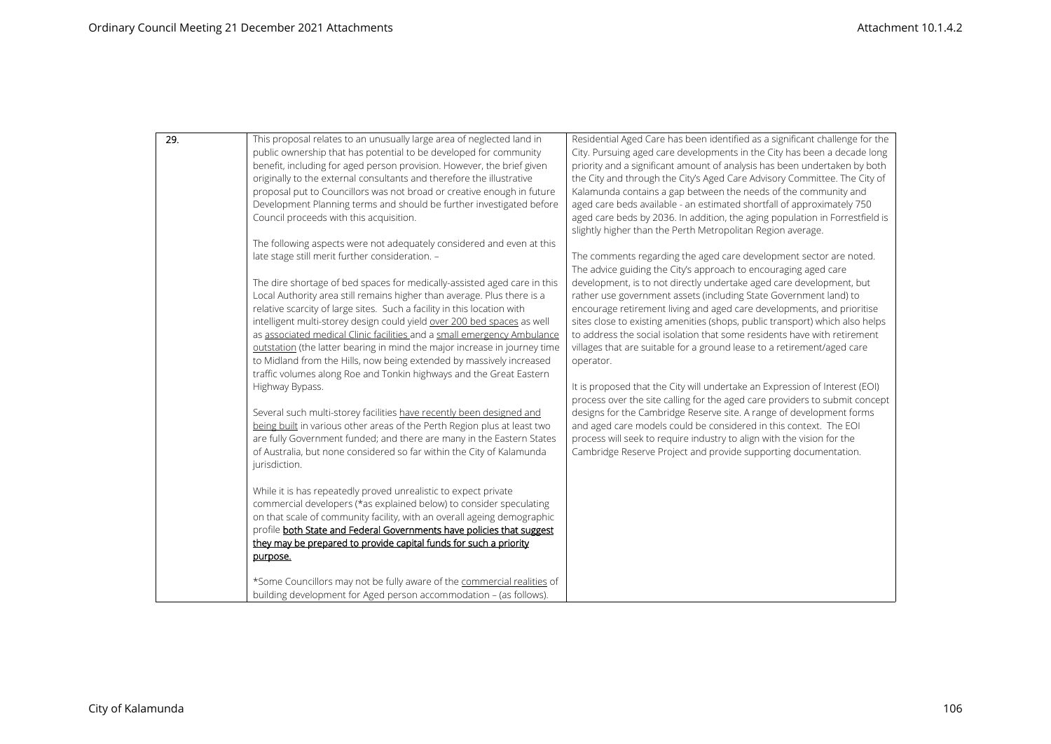| 29. | This proposal relates to an unusually large area of neglected land in public ownership that has potential to be developed for community benefit, including for aged person provision. However, the brief given originally to the external consultants and therefore the illustrative proposal put to Councillors was not broad or creative enough in future Development Planning terms and should be further investigated before Council proceeds with this acquisition.<br><br>The following aspects were not adequately considered and even at this late stage still merit further consideration. –<br><br>The dire shortage of bed spaces for medically-assisted aged care in this Local Authority area still remains higher than average. Plus there is a relative scarcity of large sites. Such a facility in this location with intelligent multi-storey design could yield <u>over 200 bed spaces</u> as well as <u>associated medical Clinic facilities</u> and a <u>small emergency Ambulance outstation</u> (the latter bearing in mind the major increase in journey time to Midland from the Hills, now being extended by massively increased traffic volumes along Roe and Tonkin highways and the Great Eastern Highway Bypass.<br><br>Several such multi-storey facilities <u>have recently been designed and being built</u> in various other areas of the Perth Region plus at least two are fully Government funded; and there are many in the Eastern States of Australia, but none considered so far within the City of Kalamunda jurisdiction.<br><br>While it is has repeatedly proved unrealistic to expect private commercial developers (*as explained below) to consider speculating on that scale of community facility, with an overall ageing demographic profile <u>**both State and Federal Governments have policies that suggest they may be prepared to provide capital funds for such a priority purpose.**</u><br><br>*Some Councillors may not be fully aware of the <u>commercial realities</u> of building development for Aged person accommodation – (as follows). | Residential Aged Care has been identified as a significant challenge for the City. Pursuing aged care developments in the City has been a decade long priority and a significant amount of analysis has been undertaken by both the City and through the City's Aged Care Advisory Committee. The City of Kalamunda contains a gap between the needs of the community and aged care beds available - an estimated shortfall of approximately 750 aged care beds by 2036. In addition, the aging population in Forrestfield is slightly higher than the Perth Metropolitan Region average.<br><br>The comments regarding the aged care development sector are noted. The advice guiding the City's approach to encouraging aged care development, is to not directly undertake aged care development, but rather use government assets (including State Government land) to encourage retirement living and aged care developments, and prioritise sites close to existing amenities (shops, public transport) which also helps to address the social isolation that some residents have with retirement villages that are suitable for a ground lease to a retirement/aged care operator.<br><br>It is proposed that the City will undertake an Expression of Interest (EOI) process over the site calling for the aged care providers to submit concept designs for the Cambridge Reserve site. A range of development forms and aged care models could be considered in this context. The EOI process will seek to require industry to align with the vision for the Cambridge Reserve Project and provide supporting documentation. |
|---|---|---|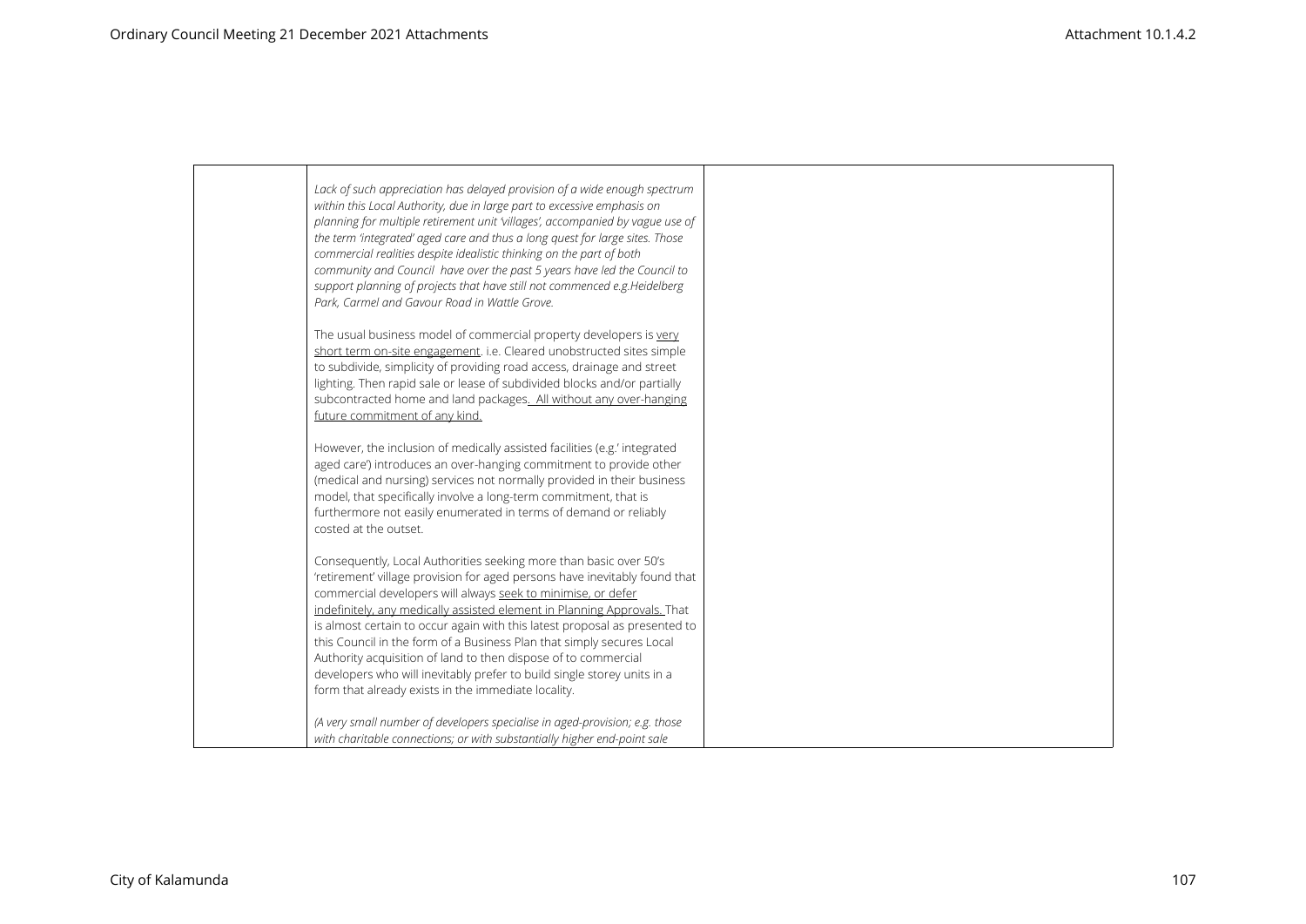| | | |
|---|---|---|
| | *Lack of such appreciation has delayed provision of a wide enough spectrum within this Local Authority, due in large part to excessive emphasis on planning for multiple retirement unit 'villages', accompanied by vague use of the term 'integrated' aged care and thus a long quest for large sites. Those commercial realities despite idealistic thinking on the part of both community and Council have over the past 5 years have led the Council to support planning of projects that have still not commenced e.g.Heidelberg Park, Carmel and Gavour Road in Wattle Grove.*<br><br>The usual business model of commercial property developers is <u>very short term on-site engagement</u>. i.e. Cleared unobstructed sites simple to subdivide, simplicity of providing road access, drainage and street lighting. Then rapid sale or lease of subdivided blocks and/or partially subcontracted home and land packages<u>. All without any over-hanging future commitment of any kind.</u><br><br>However, the inclusion of medically assisted facilities (e.g.' integrated aged care') introduces an over-hanging commitment to provide other (medical and nursing) services not normally provided in their business model, that specifically involve a long-term commitment, that is furthermore not easily enumerated in terms of demand or reliably costed at the outset.<br><br>Consequently, Local Authorities seeking more than basic over 50's 'retirement' village provision for aged persons have inevitably found that commercial developers will always <u>seek to minimise, or defer indefinitely, any medically assisted element in Planning Approvals.</u> That is almost certain to occur again with this latest proposal as presented to this Council in the form of a Business Plan that simply secures Local Authority acquisition of land to then dispose of to commercial developers who will inevitably prefer to build single storey units in a form that already exists in the immediate locality.<br><br>*(A very small number of developers specialise in aged-provision; e.g. those with charitable connections; or with substantially higher end-point sale* | |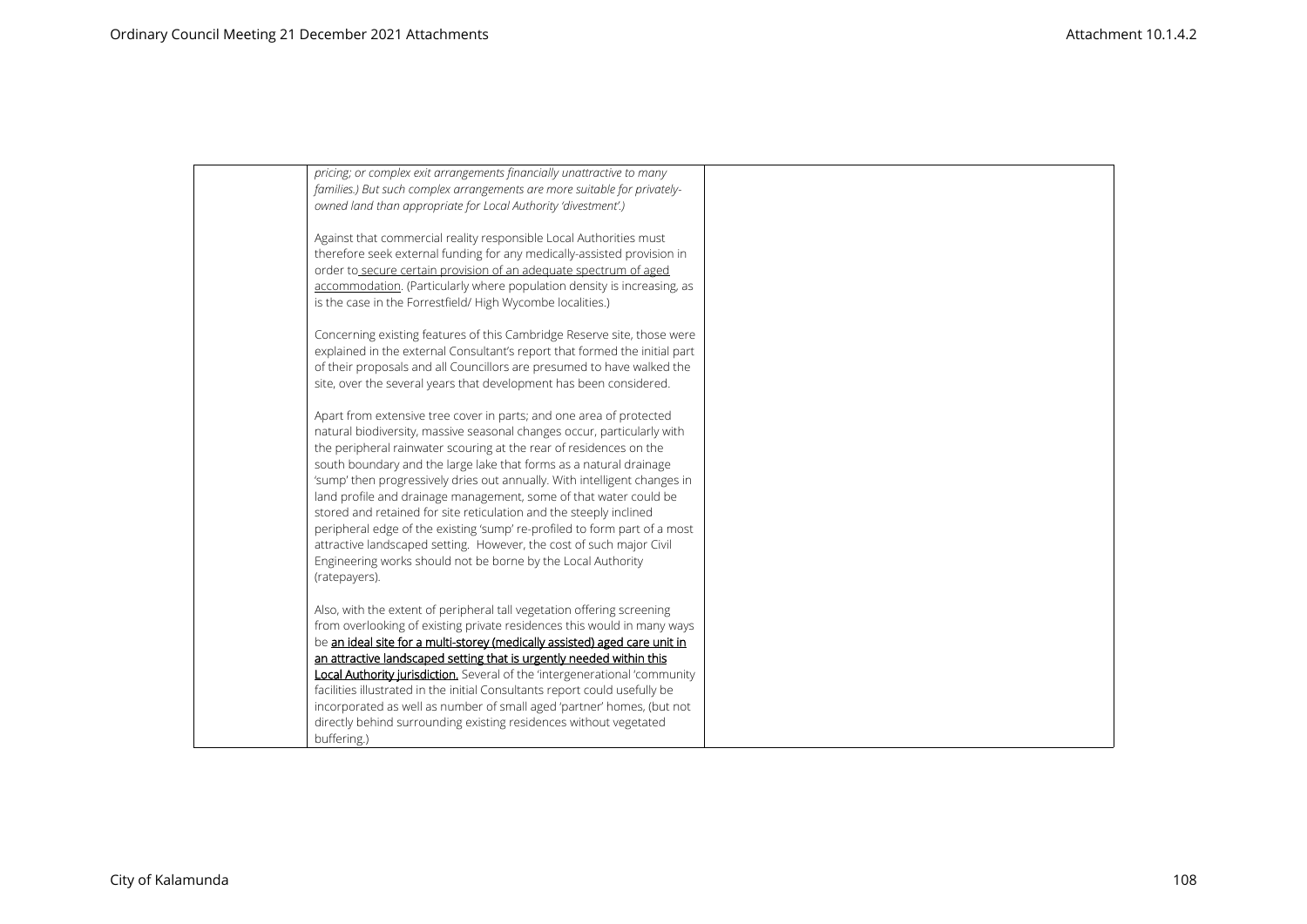| | | |
|---|---|---|
| | *pricing; or complex exit arrangements financially unattractive to many families.) But such complex arrangements are more suitable for privately-owned land than appropriate for Local Authority 'divestment'.)*<br><br>Against that commercial reality responsible Local Authorities must therefore seek external funding for any medically-assisted provision in order to secure certain provision of an adequate spectrum of aged accommodation. (Particularly where population density is increasing, as is the case in the Forrestfield/ High Wycombe localities.)<br><br>Concerning existing features of this Cambridge Reserve site, those were explained in the external Consultant's report that formed the initial part of their proposals and all Councillors are presumed to have walked the site, over the several years that development has been considered.<br><br>Apart from extensive tree cover in parts; and one area of protected natural biodiversity, massive seasonal changes occur, particularly with the peripheral rainwater scouring at the rear of residences on the south boundary and the large lake that forms as a natural drainage 'sump' then progressively dries out annually. With intelligent changes in land profile and drainage management, some of that water could be stored and retained for site reticulation and the steeply inclined peripheral edge of the existing 'sump' re-profiled to form part of a most attractive landscaped setting. However, the cost of such major Civil Engineering works should not be borne by the Local Authority (ratepayers).<br><br>Also, with the extent of peripheral tall vegetation offering screening from overlooking of existing private residences this would in many ways be **an ideal site for a multi-storey (medically assisted) aged care unit in an attractive landscaped setting that is urgently needed within this Local Authority jurisdiction.** Several of the 'intergenerational 'community facilities illustrated in the initial Consultants report could usefully be incorporated as well as number of small aged 'partner' homes, (but not directly behind surrounding existing residences without vegetated buffering.) | |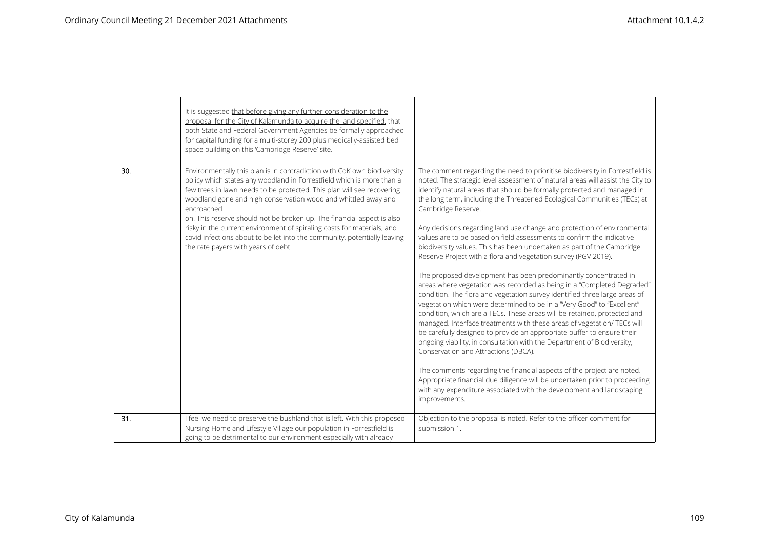| | | |
|---|---|---|
| | It is suggested that before giving any further consideration to the proposal for the City of Kalamunda to acquire the land specified, that both State and Federal Government Agencies be formally approached for capital funding for a multi-storey 200 plus medically-assisted bed space building on this 'Cambridge Reserve' site. | |
| 30. | Environmentally this plan is in contradiction with CoK own biodiversity policy which states any woodland in Forrestfield which is more than a few trees in lawn needs to be protected. This plan will see recovering woodland gone and high conservation woodland whittled away and encroached on. This reserve should not be broken up. The financial aspect is also risky in the current environment of spiraling costs for materials, and covid infections about to be let into the community, potentially leaving the rate payers with years of debt. | The comment regarding the need to prioritise biodiversity in Forrestfield is noted. The strategic level assessment of natural areas will assist the City to identify natural areas that should be formally protected and managed in the long term, including the Threatened Ecological Communities (TECs) at Cambridge Reserve.<br><br>Any decisions regarding land use change and protection of environmental values are to be based on field assessments to confirm the indicative biodiversity values. This has been undertaken as part of the Cambridge Reserve Project with a flora and vegetation survey (PGV 2019).<br><br>The proposed development has been predominantly concentrated in areas where vegetation was recorded as being in a "Completed Degraded" condition. The flora and vegetation survey identified three large areas of vegetation which were determined to be in a "Very Good" to "Excellent" condition, which are a TECs. These areas will be retained, protected and managed. Interface treatments with these areas of vegetation/ TECs will be carefully designed to provide an appropriate buffer to ensure their ongoing viability, in consultation with the Department of Biodiversity, Conservation and Attractions (DBCA).<br><br>The comments regarding the financial aspects of the project are noted. Appropriate financial due diligence will be undertaken prior to proceeding with any expenditure associated with the development and landscaping improvements. |
| 31. | I feel we need to preserve the bushland that is left. With this proposed Nursing Home and Lifestyle Village our population in Forrestfield is going to be detrimental to our environment especially with already | Objection to the proposal is noted. Refer to the officer comment for submission 1. |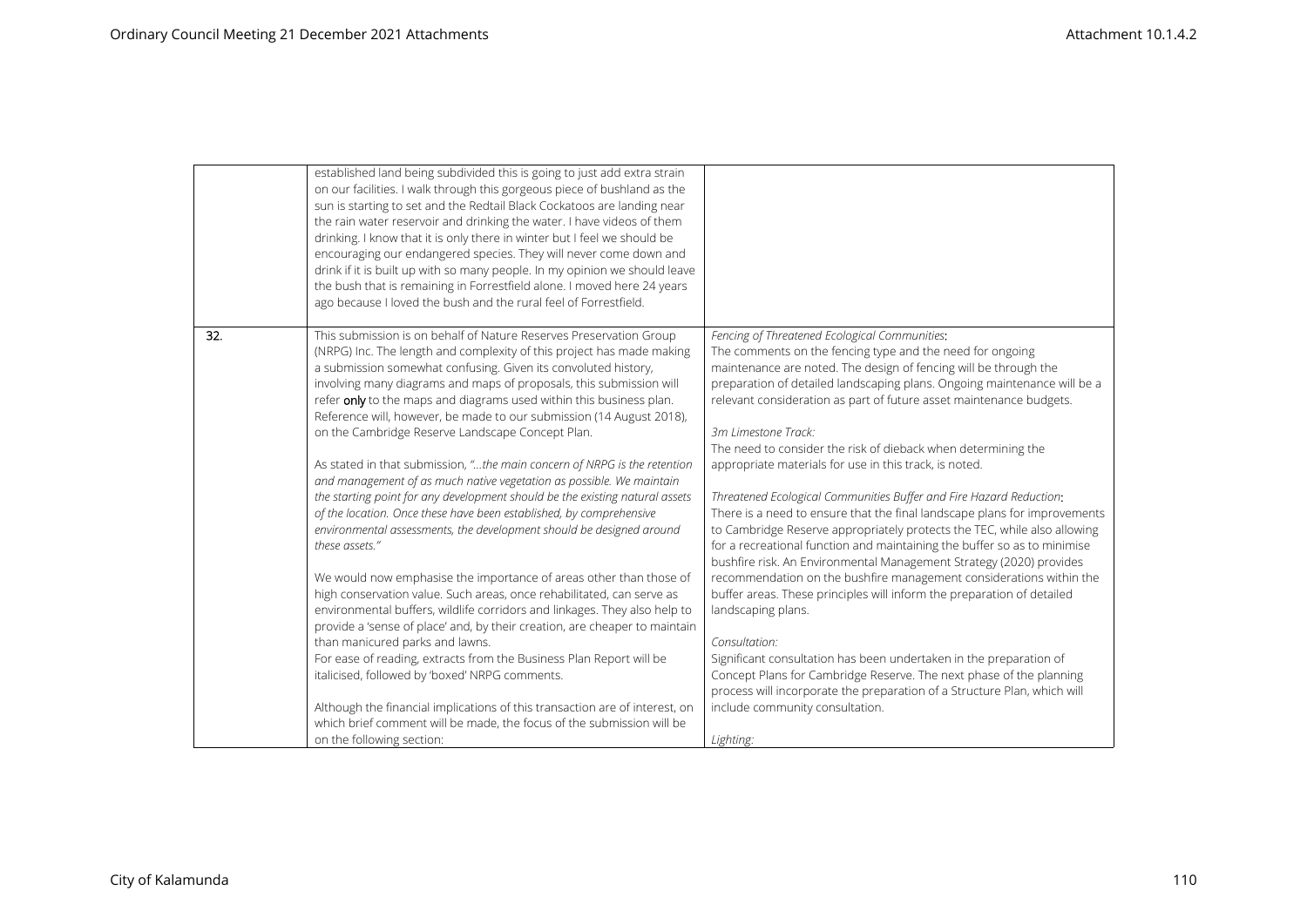| | | |
|---|---|---|
| | established land being subdivided this is going to just add extra strain on our facilities. I walk through this gorgeous piece of bushland as the sun is starting to set and the Redtail Black Cockatoos are landing near the rain water reservoir and drinking the water. I have videos of them drinking. I know that it is only there in winter but I feel we should be encouraging our endangered species. They will never come down and drink if it is built up with so many people. In my opinion we should leave the bush that is remaining in Forrestfield alone. I moved here 24 years ago because I loved the bush and the rural feel of Forrestfield. | |
| 32. | This submission is on behalf of Nature Reserves Preservation Group (NRPG) Inc. The length and complexity of this project has made making a submission somewhat confusing. Given its convoluted history, involving many diagrams and maps of proposals, this submission will refer **only** to the maps and diagrams used within this business plan. Reference will, however, be made to our submission (14 August 2018), on the Cambridge Reserve Landscape Concept Plan.<br><br>As stated in that submission, "*…the main concern of NRPG is the retention and management of as much native vegetation as possible. We maintain the starting point for any development should be the existing natural assets of the location. Once these have been established, by comprehensive environmental assessments, the development should be designed around these assets.*"<br><br>We would now emphasise the importance of areas other than those of high conservation value. Such areas, once rehabilitated, can serve as environmental buffers, wildlife corridors and linkages. They also help to provide a 'sense of place' and, by their creation, are cheaper to maintain than manicured parks and lawns.<br>For ease of reading, extracts from the Business Plan Report will be italicised, followed by 'boxed' NRPG comments.<br><br>Although the financial implications of this transaction are of interest, on which brief comment will be made, the focus of the submission will be on the following section: | *Fencing of Threatened Ecological Communities*:<br>The comments on the fencing type and the need for ongoing maintenance are noted. The design of fencing will be through the preparation of detailed landscaping plans. Ongoing maintenance will be a relevant consideration as part of future asset maintenance budgets.<br><br>*3m Limestone Track:*<br>The need to consider the risk of dieback when determining the appropriate materials for use in this track, is noted.<br><br>*Threatened Ecological Communities Buffer and Fire Hazard Reduction*:<br>There is a need to ensure that the final landscape plans for improvements to Cambridge Reserve appropriately protects the TEC, while also allowing for a recreational function and maintaining the buffer so as to minimise bushfire risk. An Environmental Management Strategy (2020) provides recommendation on the bushfire management considerations within the buffer areas. These principles will inform the preparation of detailed landscaping plans.<br><br>*Consultation:*<br>Significant consultation has been undertaken in the preparation of Concept Plans for Cambridge Reserve. The next phase of the planning process will incorporate the preparation of a Structure Plan, which will include community consultation.<br><br>*Lighting:* |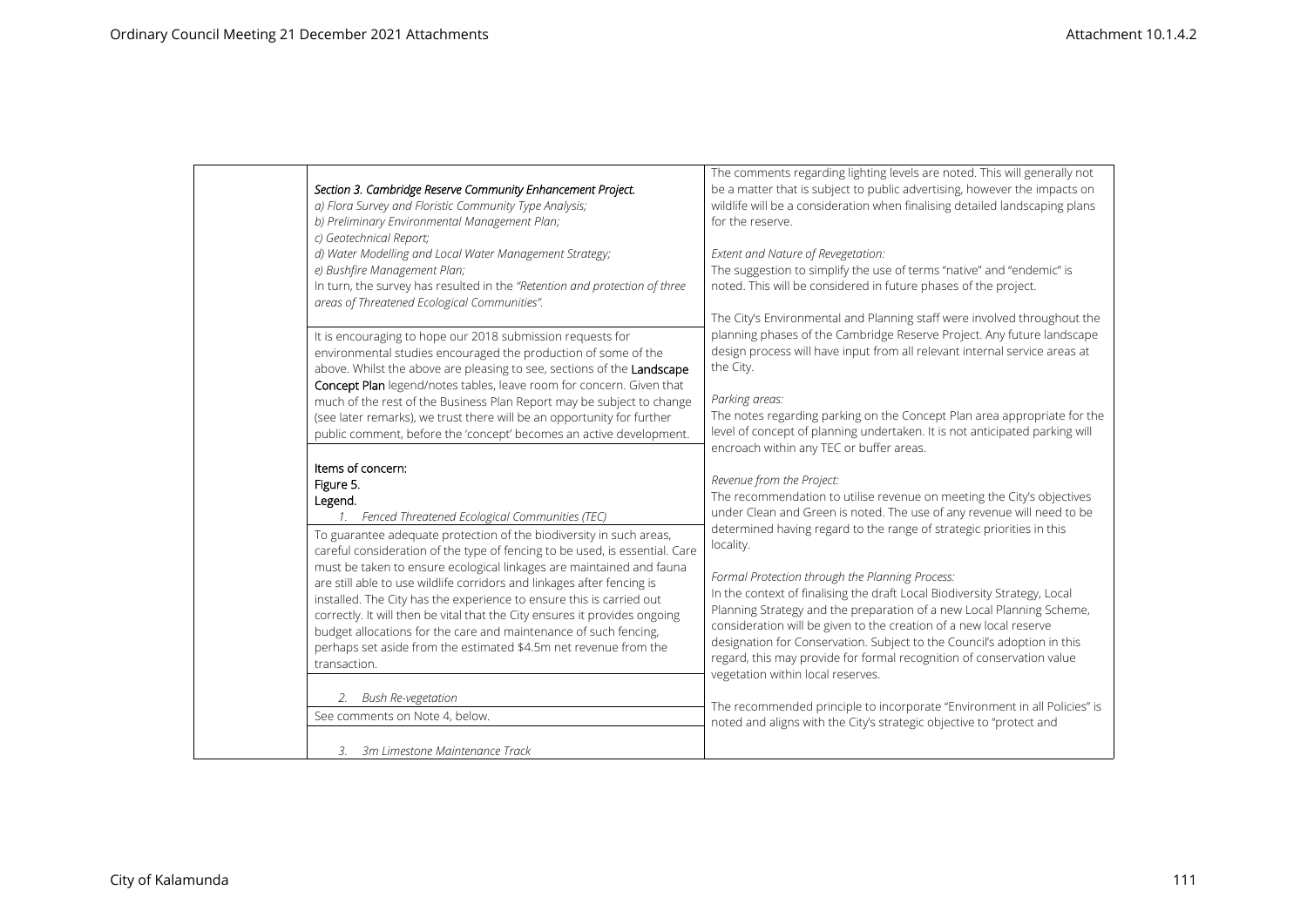| | Submission | Response |
|---|---|---|
| | *Section 3. Cambridge Reserve Community Enhancement Project.*<br>*a) Flora Survey and Floristic Community Type Analysis;*<br>*b) Preliminary Environmental Management Plan;*<br>*c) Geotechnical Report;*<br>*d) Water Modelling and Local Water Management Strategy;*<br>*e) Bushfire Management Plan;*<br>*In turn, the survey has resulted in the "Retention and protection of three areas of Threatened Ecological Communities".*<br><br>It is encouraging to hope our 2018 submission requests for environmental studies encouraged the production of some of the above. Whilst the above are pleasing to see, sections of the **Landscape Concept Plan** legend/notes tables, leave room for concern. Given that much of the rest of the Business Plan Report may be subject to change (see later remarks), we trust there will be an opportunity for further public comment, before the 'concept' becomes an active development.<br><br>**Items of concern:**<br>**Figure 5.**<br>**Legend.**<br>*1. Fenced Threatened Ecological Communities (TEC)*<br><br>To guarantee adequate protection of the biodiversity in such areas, careful consideration of the type of fencing to be used, is essential. Care must be taken to ensure ecological linkages are maintained and fauna are still able to use wildlife corridors and linkages after fencing is installed. The City has the experience to ensure this is carried out correctly. It will then be vital that the City ensures it provides ongoing budget allocations for the care and maintenance of such fencing, perhaps set aside from the estimated $4.5m net revenue from the transaction.<br><br>*2. Bush Re-vegetation*<br><br>See comments on Note 4, below.<br><br>*3. 3m Limestone Maintenance Track* | The comments regarding lighting levels are noted. This will generally not be a matter that is subject to public advertising, however the impacts on wildlife will be a consideration when finalising detailed landscaping plans for the reserve.<br><br>*Extent and Nature of Revegetation:*<br>The suggestion to simplify the use of terms "native" and "endemic" is noted. This will be considered in future phases of the project.<br><br>The City's Environmental and Planning staff were involved throughout the planning phases of the Cambridge Reserve Project. Any future landscape design process will have input from all relevant internal service areas at the City.<br><br>*Parking areas:*<br>The notes regarding parking on the Concept Plan area appropriate for the level of concept of planning undertaken. It is not anticipated parking will encroach within any TEC or buffer areas.<br><br>*Revenue from the Project:*<br>The recommendation to utilise revenue on meeting the City's objectives under Clean and Green is noted. The use of any revenue will need to be determined having regard to the range of strategic priorities in this locality.<br><br>*Formal Protection through the Planning Process:*<br>In the context of finalising the draft Local Biodiversity Strategy, Local Planning Strategy and the preparation of a new Local Planning Scheme, consideration will be given to the creation of a new local reserve designation for Conservation. Subject to the Council's adoption in this regard, this may provide for formal recognition of conservation value vegetation within local reserves.<br><br>The recommended principle to incorporate "Environment in all Policies" is noted and aligns with the City's strategic objective to "protect and |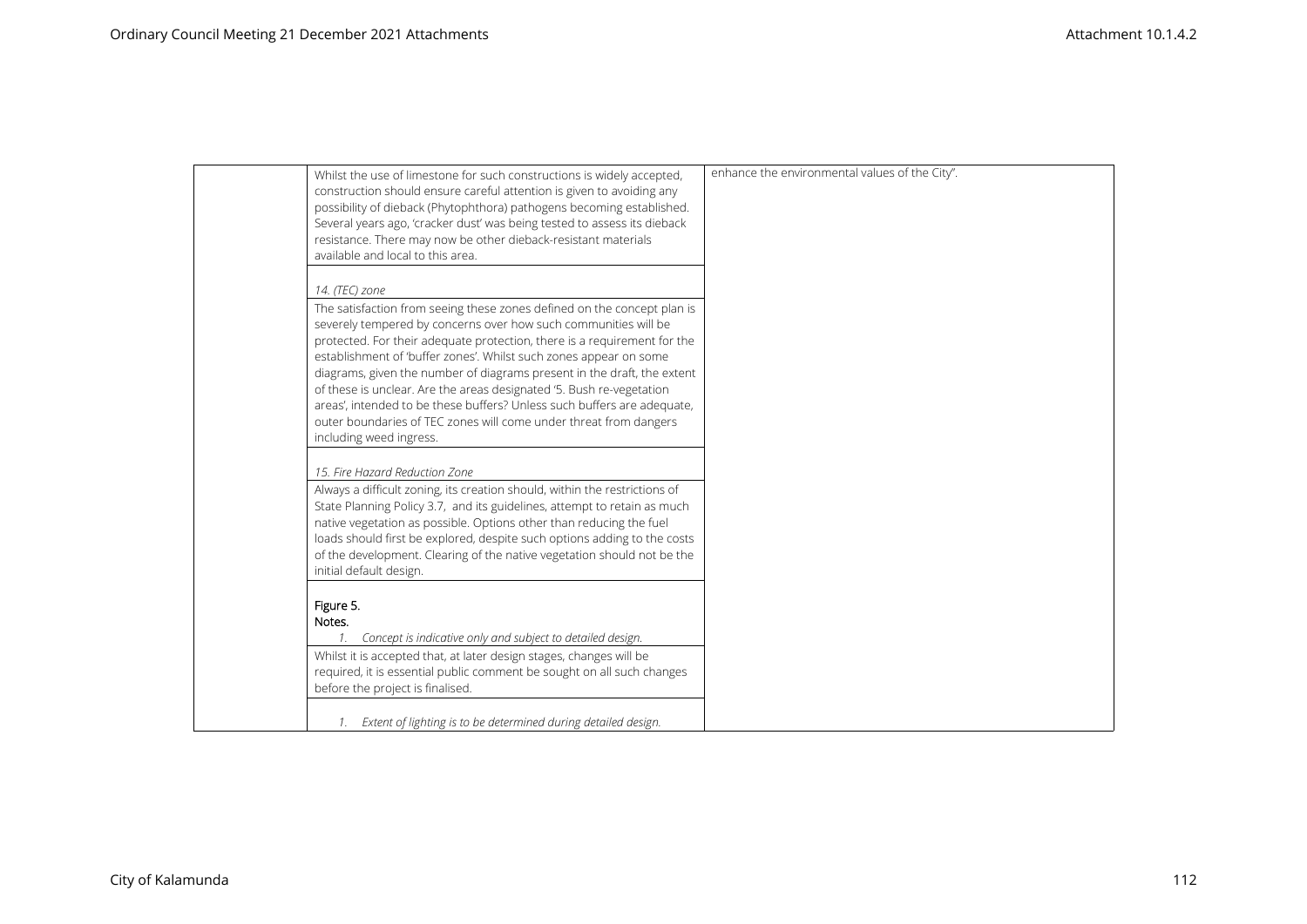|  | Whilst the use of limestone for such constructions is widely accepted, construction should ensure careful attention is given to avoiding any possibility of dieback (Phytophthora) pathogens becoming established. Several years ago, 'cracker dust' was being tested to assess its dieback resistance. There may now be other dieback-resistant materials available and local to this area. | enhance the environmental values of the City". |
| --- | --- | --- |
|  | *14. (TEC) zone* |  |
|  | The satisfaction from seeing these zones defined on the concept plan is severely tempered by concerns over how such communities will be protected. For their adequate protection, there is a requirement for the establishment of 'buffer zones'. Whilst such zones appear on some diagrams, given the number of diagrams present in the draft, the extent of these is unclear. Are the areas designated '5. Bush re-vegetation areas', intended to be these buffers? Unless such buffers are adequate, outer boundaries of TEC zones will come under threat from dangers including weed ingress. |  |
|  | *15. Fire Hazard Reduction Zone* |  |
|  | Always a difficult zoning, its creation should, within the restrictions of State Planning Policy 3.7, and its guidelines, attempt to retain as much native vegetation as possible. Options other than reducing the fuel loads should first be explored, despite such options adding to the costs of the development. Clearing of the native vegetation should not be the initial default design. |  |
|  | **Figure 5.**<br>**Notes.**<br>1. *Concept is indicative only and subject to detailed design.* |  |
|  | Whilst it is accepted that, at later design stages, changes will be required, it is essential public comment be sought on all such changes before the project is finalised. |  |
|  | 1. *Extent of lighting is to be determined during detailed design.* |  |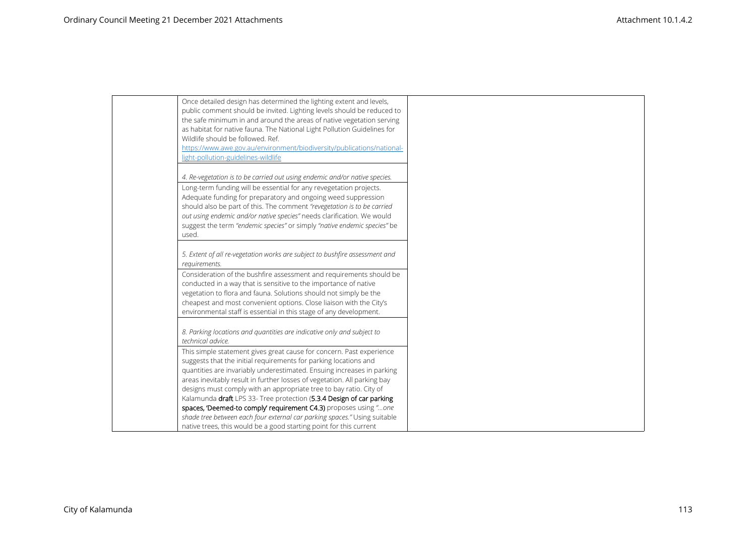| | | |
|---|---|---|
| | Once detailed design has determined the lighting extent and levels, public comment should be invited. Lighting levels should be reduced to the safe minimum in and around the areas of native vegetation serving as habitat for native fauna. The National Light Pollution Guidelines for Wildlife should be followed. Ref. https://www.awe.gov.au/environment/biodiversity/publications/national-light-pollution-guidelines-wildlife | |
| | *4. Re-vegetation is to be carried out using endemic and/or native species.* | |
| | Long-term funding will be essential for any revegetation projects. Adequate funding for preparatory and ongoing weed suppression should also be part of this. The comment *"revegetation is to be carried out using endemic and/or native species"* needs clarification. We would suggest the term *"endemic species"* or simply *"native endemic species"* be used. | |
| | *5. Extent of all re-vegetation works are subject to bushfire assessment and requirements.* | |
| | Consideration of the bushfire assessment and requirements should be conducted in a way that is sensitive to the importance of native vegetation to flora and fauna. Solutions should not simply be the cheapest and most convenient options. Close liaison with the City's environmental staff is essential in this stage of any development. | |
| | *8. Parking locations and quantities are indicative only and subject to technical advice.* | |
| | This simple statement gives great cause for concern. Past experience suggests that the initial requirements for parking locations and quantities are invariably underestimated. Ensuing increases in parking areas inevitably result in further losses of vegetation. All parking bay designs must comply with an appropriate tree to bay ratio. City of Kalamunda **draft** LPS 33- Tree protection (**5.3.4 Design of car parking spaces, 'Deemed-to comply' requirement C4.3)** proposes using *"…one shade tree between each four external car parking spaces."* Using suitable native trees, this would be a good starting point for this current | |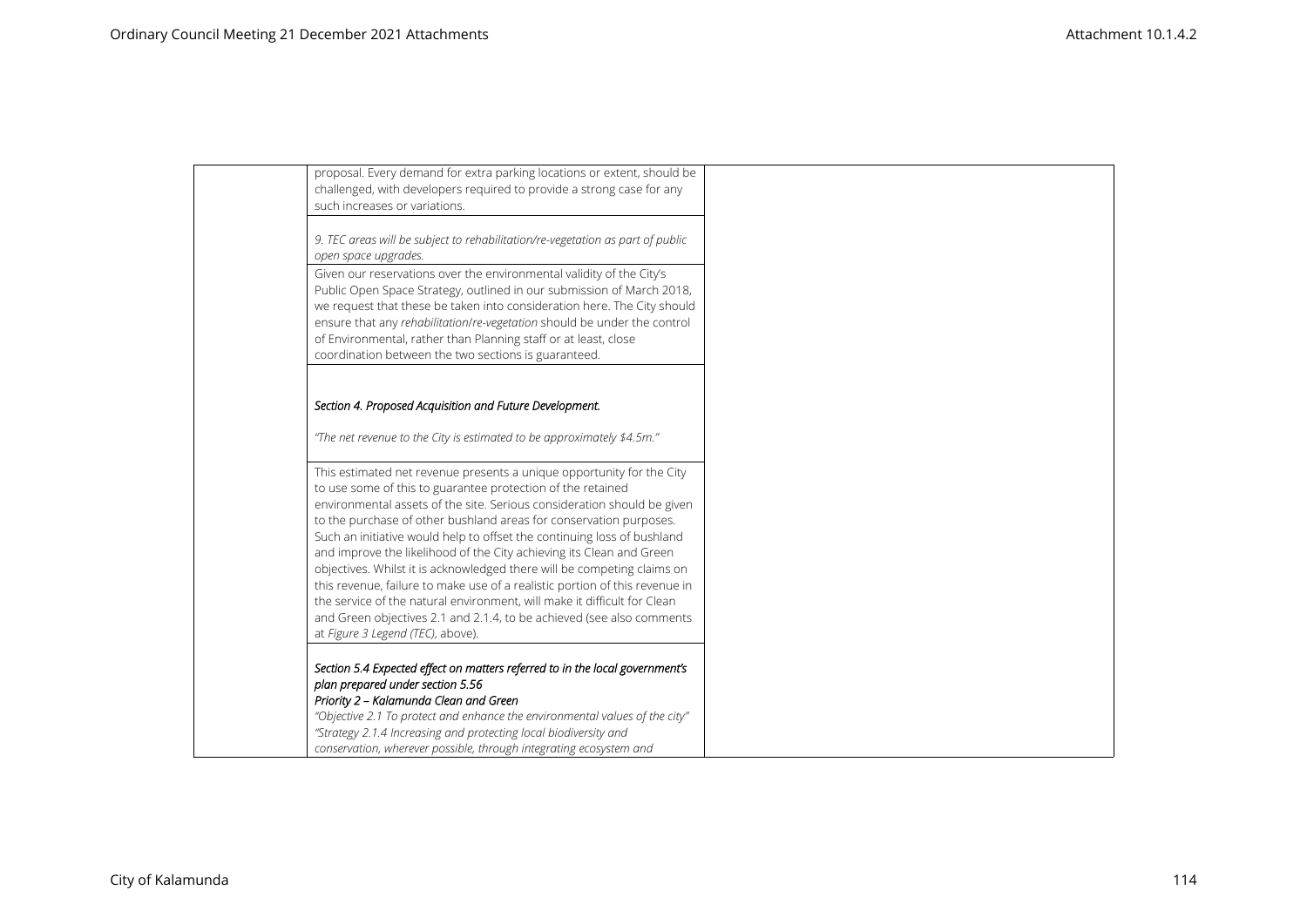| | | |
|---|---|---|
| | proposal. Every demand for extra parking locations or extent, should be challenged, with developers required to provide a strong case for any such increases or variations. | |
| | *9. TEC areas will be subject to rehabilitation/re-vegetation as part of public open space upgrades.* | |
| | Given our reservations over the environmental validity of the City's Public Open Space Strategy, outlined in our submission of March 2018, we request that these be taken into consideration here. The City should ensure that any *rehabilitation/re-vegetation* should be under the control of Environmental, rather than Planning staff or at least, close coordination between the two sections is guaranteed. | |
| | ***Section 4. Proposed Acquisition and Future Development.*** <br><br> *"The net revenue to the City is estimated to be approximately $4.5m."* | |
| | This estimated net revenue presents a unique opportunity for the City to use some of this to guarantee protection of the retained environmental assets of the site. Serious consideration should be given to the purchase of other bushland areas for conservation purposes. Such an initiative would help to offset the continuing loss of bushland and improve the likelihood of the City achieving its Clean and Green objectives. Whilst it is acknowledged there will be competing claims on this revenue, failure to make use of a realistic portion of this revenue in the service of the natural environment, will make it difficult for Clean and Green objectives 2.1 and 2.1.4, to be achieved (see also comments at *Figure 3 Legend (TEC)*, above). | |
| | ***Section 5.4 Expected effect on matters referred to in the local government's plan prepared under section 5.56*** <br> ***Priority 2 – Kalamunda Clean and Green*** <br> *"Objective 2.1 To protect and enhance the environmental values of the city"* <br> *"Strategy 2.1.4 Increasing and protecting local biodiversity and conservation, wherever possible, through integrating ecosystem and* | |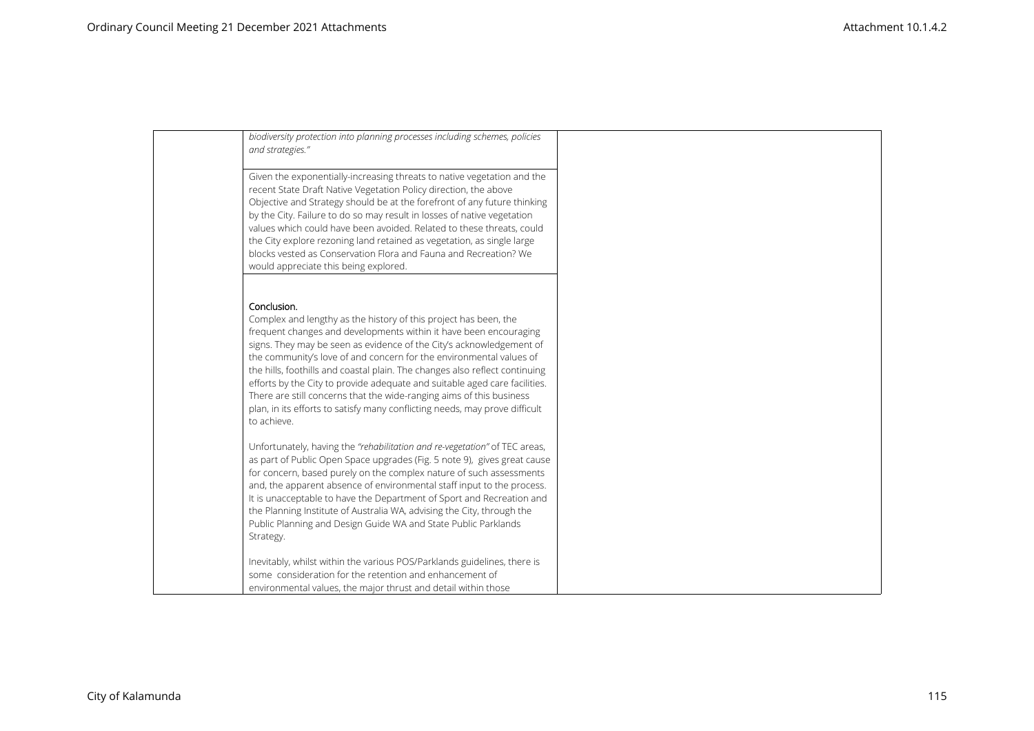| | | |
|---|---|---|
| | *biodiversity protection into planning processes including schemes, policies and strategies."* | |
| | Given the exponentially-increasing threats to native vegetation and the recent State Draft Native Vegetation Policy direction, the above Objective and Strategy should be at the forefront of any future thinking by the City. Failure to do so may result in losses of native vegetation values which could have been avoided. Related to these threats, could the City explore rezoning land retained as vegetation, as single large blocks vested as Conservation Flora and Fauna and Recreation? We would appreciate this being explored. | |
| | **Conclusion.**<br>Complex and lengthy as the history of this project has been, the frequent changes and developments within it have been encouraging signs. They may be seen as evidence of the City's acknowledgement of the community's love of and concern for the environmental values of the hills, foothills and coastal plain. The changes also reflect continuing efforts by the City to provide adequate and suitable aged care facilities. There are still concerns that the wide-ranging aims of this business plan, in its efforts to satisfy many conflicting needs, may prove difficult to achieve.<br><br>Unfortunately, having the *"rehabilitation and re-vegetation"* of TEC areas, as part of Public Open Space upgrades (Fig. 5 note 9), gives great cause for concern, based purely on the complex nature of such assessments and, the apparent absence of environmental staff input to the process. It is unacceptable to have the Department of Sport and Recreation and the Planning Institute of Australia WA, advising the City, through the Public Planning and Design Guide WA and State Public Parklands Strategy.<br><br>Inevitably, whilst within the various POS/Parklands guidelines, there is some consideration for the retention and enhancement of environmental values, the major thrust and detail within those | |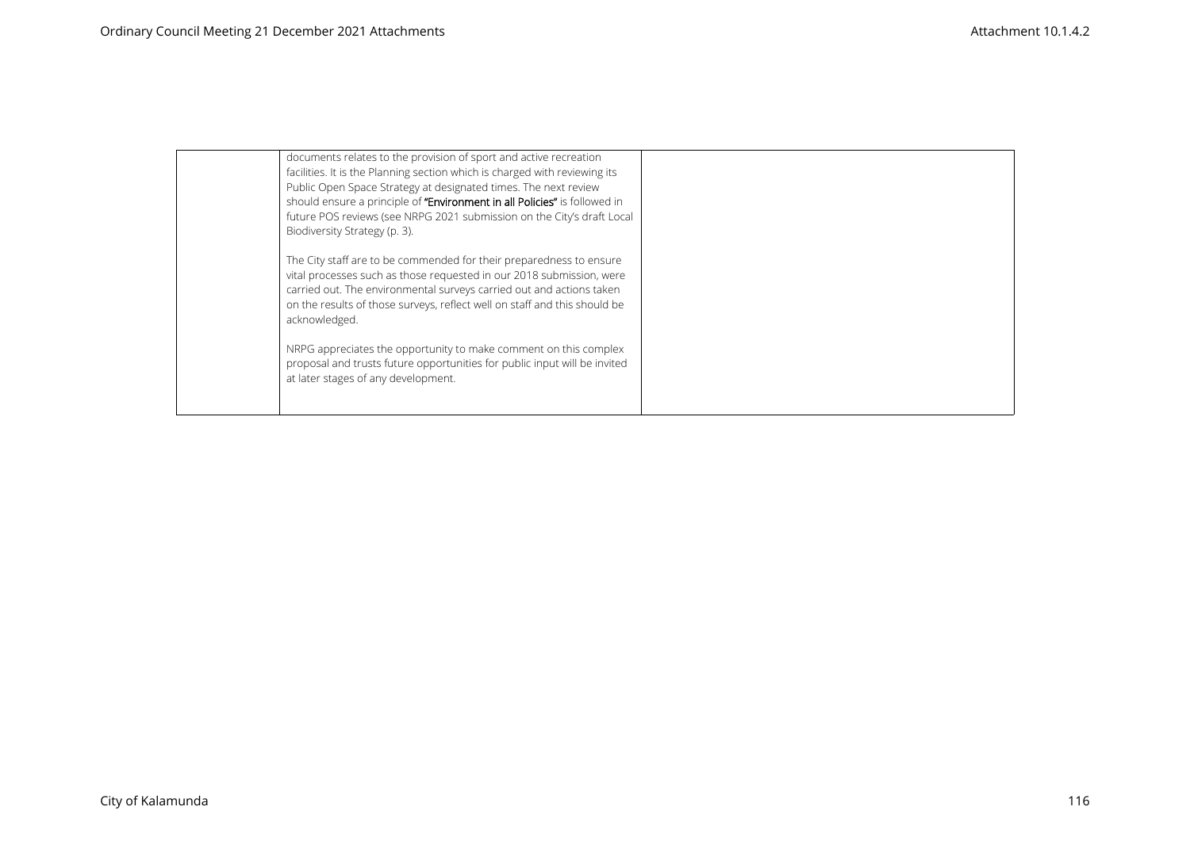| | | |
|---|---|---|
| | documents relates to the provision of sport and active recreation facilities. It is the Planning section which is charged with reviewing its Public Open Space Strategy at designated times. The next review should ensure a principle of **"Environment in all Policies"** is followed in future POS reviews (see NRPG 2021 submission on the City's draft Local Biodiversity Strategy (p. 3).<br><br>The City staff are to be commended for their preparedness to ensure vital processes such as those requested in our 2018 submission, were carried out. The environmental surveys carried out and actions taken on the results of those surveys, reflect well on staff and this should be acknowledged.<br><br>NRPG appreciates the opportunity to make comment on this complex proposal and trusts future opportunities for public input will be invited at later stages of any development. | |